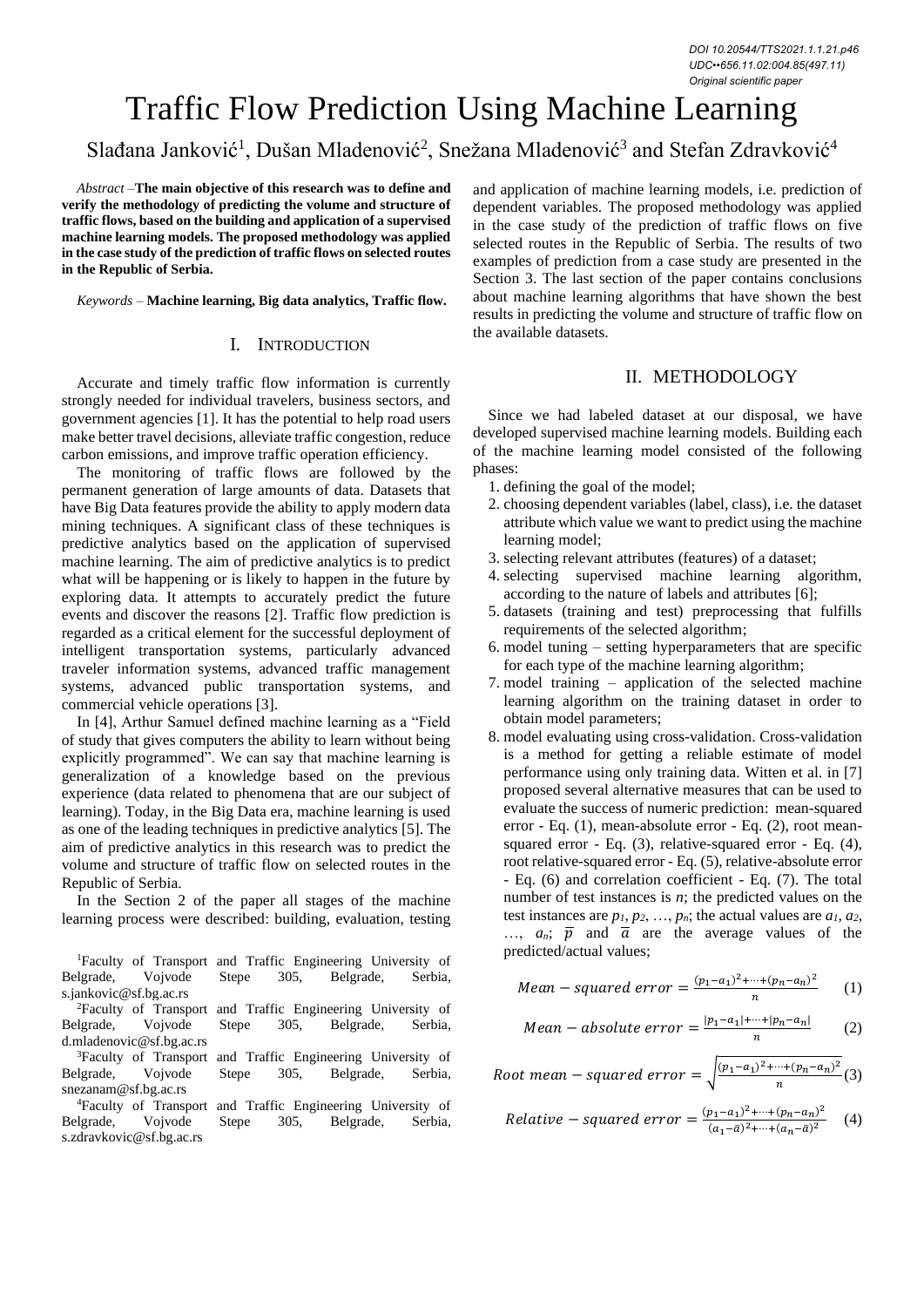DOI 10.20544/TTS2021.1.1.21.p46
UDC••656.11.02:004.85(497.11)
Original scientific paper

# Traffic Flow Prediction Using Machine Learning

Slađana Janković[1], Dušan Mladenović[2], Snežana Mladenović[3] and Stefan Zdravković[4]

*Abstract* –**The main objective of this research was to define and verify the methodology of predicting the volume and structure of traffic flows, based on the building and application of a supervised machine learning models. The proposed methodology was applied in the case study of the prediction of traffic flows on selected routes in the Republic of Serbia.**

*Keywords* – **Machine learning, Big data analytics, Traffic flow.**

## I. Introduction

Accurate and timely traffic flow information is currently strongly needed for individual travelers, business sectors, and government agencies [1]. It has the potential to help road users make better travel decisions, alleviate traffic congestion, reduce carbon emissions, and improve traffic operation efficiency.

The monitoring of traffic flows are followed by the permanent generation of large amounts of data. Datasets that have Big Data features provide the ability to apply modern data mining techniques. A significant class of these techniques is predictive analytics based on the application of supervised machine learning. The aim of predictive analytics is to predict what will be happening or is likely to happen in the future by exploring data. It attempts to accurately predict the future events and discover the reasons [2]. Traffic flow prediction is regarded as a critical element for the successful deployment of intelligent transportation systems, particularly advanced traveler information systems, advanced traffic management systems, advanced public transportation systems, and commercial vehicle operations [3].

In [4], Arthur Samuel defined machine learning as a "Field of study that gives computers the ability to learn without being explicitly programmed". We can say that machine learning is generalization of a knowledge based on the previous experience (data related to phenomena that are our subject of learning). Today, in the Big Data era, machine learning is used as one of the leading techniques in predictive analytics [5]. The aim of predictive analytics in this research was to predict the volume and structure of traffic flow on selected routes in the Republic of Serbia.

In the Section 2 of the paper all stages of the machine learning process were described: building, evaluation, testing and application of machine learning models, i.e. prediction of dependent variables. The proposed methodology was applied in the case study of the prediction of traffic flows on five selected routes in the Republic of Serbia. The results of two examples of prediction from a case study are presented in the Section 3. The last section of the paper contains conclusions about machine learning algorithms that have shown the best results in predicting the volume and structure of traffic flow on the available datasets.

[1]Faculty of Transport and Traffic Engineering University of Belgrade, Vojvode Stepe 305, Belgrade, Serbia, s.jankovic@sf.bg.ac.rs

[2]Faculty of Transport and Traffic Engineering University of Belgrade, Vojvode Stepe 305, Belgrade, Serbia, d.mladenovic@sf.bg.ac.rs

[3]Faculty of Transport and Traffic Engineering University of Belgrade, Vojvode Stepe 305, Belgrade, Serbia, snezanam@sf.bg.ac.rs

[4]Faculty of Transport and Traffic Engineering University of Belgrade, Vojvode Stepe 305, Belgrade, Serbia, s.zdravkovic@sf.bg.ac.rs

## II. Methodology

Since we had labeled dataset at our disposal, we have developed supervised machine learning models. Building each of the machine learning model consisted of the following phases:

1. defining the goal of the model;
2. choosing dependent variables (label, class), i.e. the dataset attribute which value we want to predict using the machine learning model;
3. selecting relevant attributes (features) of a dataset;
4. selecting supervised machine learning algorithm, according to the nature of labels and attributes [6];
5. datasets (training and test) preprocessing that fulfills requirements of the selected algorithm;
6. model tuning – setting hyperparameters that are specific for each type of the machine learning algorithm;
7. model training – application of the selected machine learning algorithm on the training dataset in order to obtain model parameters;
8. model evaluating using cross-validation. Cross-validation is a method for getting a reliable estimate of model performance using only training data. Witten et al. in [7] proposed several alternative measures that can be used to evaluate the success of numeric prediction: mean-squared error - Eq. (1), mean-absolute error - Eq. (2), root mean-squared error - Eq. (3), relative-squared error - Eq. (4), root relative-squared error - Eq. (5), relative-absolute error - Eq. (6) and correlation coefficient - Eq. (7). The total number of test instances is $n$; the predicted values on the test instances are $p_1, p_2, \ldots, p_n$; the actual values are $a_1, a_2, \ldots, a_n$; $\bar{p}$ and $\bar{a}$ are the average values of the predicted/actual values;

$$Mean - squared\ error = \frac{(p_1-a_1)^2+\cdots+(p_n-a_n)^2}{n} \quad (1)$$

$$Mean - absolute\ error = \frac{|p_1-a_1|+\cdots+|p_n-a_n|}{n} \quad (2)$$

$$Root\ mean - squared\ error = \sqrt{\frac{(p_1-a_1)^2+\cdots+(p_n-a_n)^2}{n}} \quad (3)$$

$$Relative - squared\ error = \frac{(p_1-a_1)^2+\cdots+(p_n-a_n)^2}{(a_1-\bar{a})^2+\cdots+(a_n-\bar{a})^2} \quad (4)$$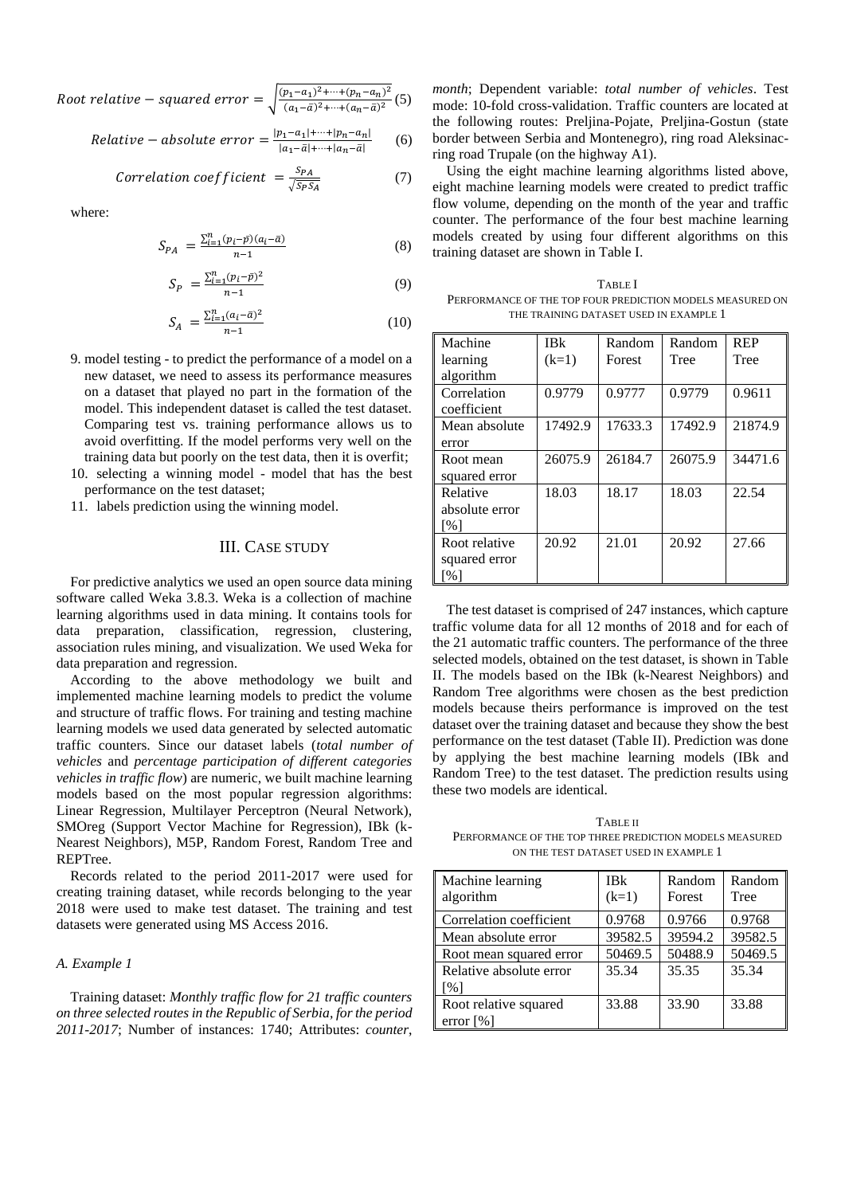$$Root\ relative - squared\ error = \sqrt{\frac{(p_1-a_1)^2+\cdots+(p_n-a_n)^2}{(a_1-\bar{a})^2+\cdots+(a_n-\bar{a})^2}} \quad (5)$$

$$Relative - absolute\ error = \frac{|p_1-a_1|+\cdots+|p_n-a_n|}{|a_1-\bar{a}|+\cdots+|a_n-\bar{a}|} \quad (6)$$

$$Correlation\ coefficient\ = \frac{S_{PA}}{\sqrt{S_P S_A}} \quad (7)$$

where:

$$S_{PA} = \frac{\sum_{i=1}^{n}(p_i-\bar{p})(a_i-\bar{a})}{n-1} \quad (8)$$

$$S_P = \frac{\sum_{i=1}^{n}(p_i-\bar{p})^2}{n-1} \quad (9)$$

$$S_A = \frac{\sum_{i=1}^{n}(a_i-\bar{a})^2}{n-1} \quad (10)$$

9. model testing - to predict the performance of a model on a new dataset, we need to assess its performance measures on a dataset that played no part in the formation of the model. This independent dataset is called the test dataset. Comparing test vs. training performance allows us to avoid overfitting. If the model performs very well on the training data but poorly on the test data, then it is overfit;
10. selecting a winning model - model that has the best performance on the test dataset;
11. labels prediction using the winning model.

## III. Case Study

For predictive analytics we used an open source data mining software called Weka 3.8.3. Weka is a collection of machine learning algorithms used in data mining. It contains tools for data preparation, classification, regression, clustering, association rules mining, and visualization. We used Weka for data preparation and regression.

According to the above methodology we built and implemented machine learning models to predict the volume and structure of traffic flows. For training and testing machine learning models we used data generated by selected automatic traffic counters. Since our dataset labels (*total number of vehicles* and *percentage participation of different categories vehicles in traffic flow*) are numeric, we built machine learning models based on the most popular regression algorithms: Linear Regression, Multilayer Perceptron (Neural Network), SMOreg (Support Vector Machine for Regression), IBk (k-Nearest Neighbors), M5P, Random Forest, Random Tree and REPTree.

Records related to the period 2011-2017 were used for creating training dataset, while records belonging to the year 2018 were used to make test dataset. The training and test datasets were generated using MS Access 2016.

### A. Example 1

Training dataset: *Monthly traffic flow for 21 traffic counters on three selected routes in the Republic of Serbia, for the period 2011-2017*; Number of instances: 1740; Attributes: *counter*, *month*; Dependent variable: *total number of vehicles*. Test mode: 10-fold cross-validation. Traffic counters are located at the following routes: Preljina-Pojate, Preljina-Gostun (state border between Serbia and Montenegro), ring road Aleksinac-ring road Trupale (on the highway A1).

Using the eight machine learning algorithms listed above, eight machine learning models were created to predict traffic flow volume, depending on the month of the year and traffic counter. The performance of the four best machine learning models created by using four different algorithms on this training dataset are shown in Table I.

TABLE I
PERFORMANCE OF THE TOP FOUR PREDICTION MODELS MEASURED ON THE TRAINING DATASET USED IN EXAMPLE 1

| Machine learning algorithm | IBk (k=1) | Random Forest | Random Tree | REP Tree |
|---|---|---|---|---|
| Correlation coefficient | 0.9779 | 0.9777 | 0.9779 | 0.9611 |
| Mean absolute error | 17492.9 | 17633.3 | 17492.9 | 21874.9 |
| Root mean squared error | 26075.9 | 26184.7 | 26075.9 | 34471.6 |
| Relative absolute error [%] | 18.03 | 18.17 | 18.03 | 22.54 |
| Root relative squared error [%] | 20.92 | 21.01 | 20.92 | 27.66 |

The test dataset is comprised of 247 instances, which capture traffic volume data for all 12 months of 2018 and for each of the 21 automatic traffic counters. The performance of the three selected models, obtained on the test dataset, is shown in Table II. The models based on the IBk (k-Nearest Neighbors) and Random Tree algorithms were chosen as the best prediction models because theirs performance is improved on the test dataset over the training dataset and because they show the best performance on the test dataset (Table II). Prediction was done by applying the best machine learning models (IBk and Random Tree) to the test dataset. The prediction results using these two models are identical.

TABLE II
PERFORMANCE OF THE TOP THREE PREDICTION MODELS MEASURED ON THE TEST DATASET USED IN EXAMPLE 1

| Machine learning algorithm | IBk (k=1) | Random Forest | Random Tree |
|---|---|---|---|
| Correlation coefficient | 0.9768 | 0.9766 | 0.9768 |
| Mean absolute error | 39582.5 | 39594.2 | 39582.5 |
| Root mean squared error | 50469.5 | 50488.9 | 50469.5 |
| Relative absolute error [%] | 35.34 | 35.35 | 35.34 |
| Root relative squared error [%] | 33.88 | 33.90 | 33.88 |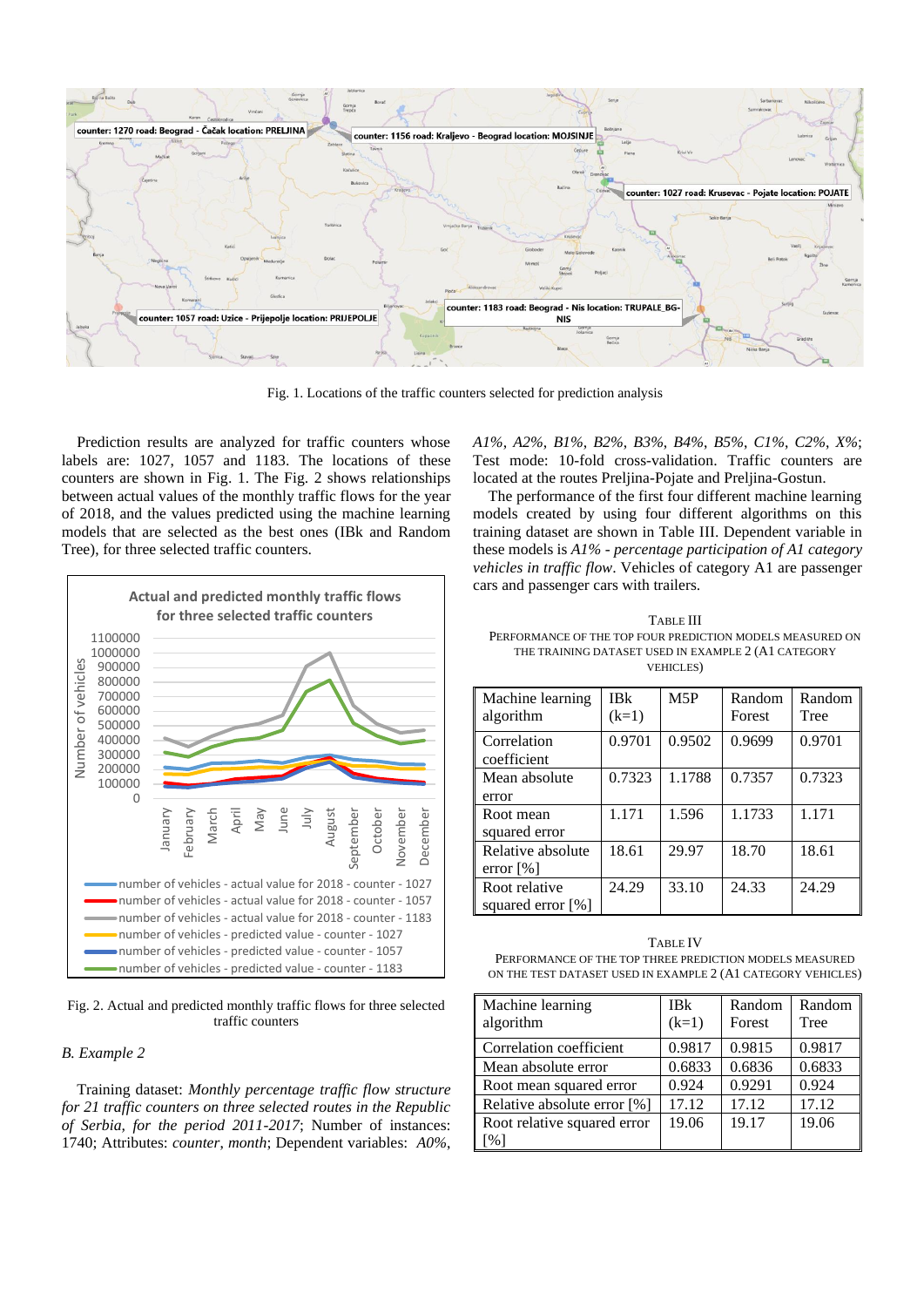Fig. 1. Locations of the traffic counters selected for prediction analysis

Prediction results are analyzed for traffic counters whose labels are: 1027, 1057 and 1183. The locations of these counters are shown in Fig. 1. The Fig. 2 shows relationships between actual values of the monthly traffic flows for the year of 2018, and the values predicted using the machine learning models that are selected as the best ones (IBk and Random Tree), for three selected traffic counters.

Fig. 2. Actual and predicted monthly traffic flows for three selected traffic counters

### B. Example 2

Training dataset: *Monthly percentage traffic flow structure for 21 traffic counters on three selected routes in the Republic of Serbia, for the period 2011-2017*; Number of instances: 1740; Attributes: *counter*, *month*; Dependent variables: *A0%*, *A1%*, *A2%*, *B1%*, *B2%*, *B3%*, *B4%*, *B5%*, *C1%*, *C2%*, *X%*; Test mode: 10-fold cross-validation. Traffic counters are located at the routes Preljina-Pojate and Preljina-Gostun.

The performance of the first four different machine learning models created by using four different algorithms on this training dataset are shown in Table III. Dependent variable in these models is *A1% - percentage participation of A1 category vehicles in traffic flow*. Vehicles of category A1 are passenger cars and passenger cars with trailers.

TABLE III
PERFORMANCE OF THE TOP FOUR PREDICTION MODELS MEASURED ON THE TRAINING DATASET USED IN EXAMPLE 2 (A1 CATEGORY VEHICLES)

| Machine learning algorithm | IBk (k=1) | M5P | Random Forest | Random Tree |
|---|---|---|---|---|
| Correlation coefficient | 0.9701 | 0.9502 | 0.9699 | 0.9701 |
| Mean absolute error | 0.7323 | 1.1788 | 0.7357 | 0.7323 |
| Root mean squared error | 1.171 | 1.596 | 1.1733 | 1.171 |
| Relative absolute error [%] | 18.61 | 29.97 | 18.70 | 18.61 |
| Root relative squared error [%] | 24.29 | 33.10 | 24.33 | 24.29 |

TABLE IV
PERFORMANCE OF THE TOP THREE PREDICTION MODELS MEASURED ON THE TEST DATASET USED IN EXAMPLE 2 (A1 CATEGORY VEHICLES)

| Machine learning algorithm | IBk (k=1) | Random Forest | Random Tree |
|---|---|---|---|
| Correlation coefficient | 0.9817 | 0.9815 | 0.9817 |
| Mean absolute error | 0.6833 | 0.6836 | 0.6833 |
| Root mean squared error | 0.924 | 0.9291 | 0.924 |
| Relative absolute error [%] | 17.12 | 17.12 | 17.12 |
| Root relative squared error [%] | 19.06 | 19.17 | 19.06 |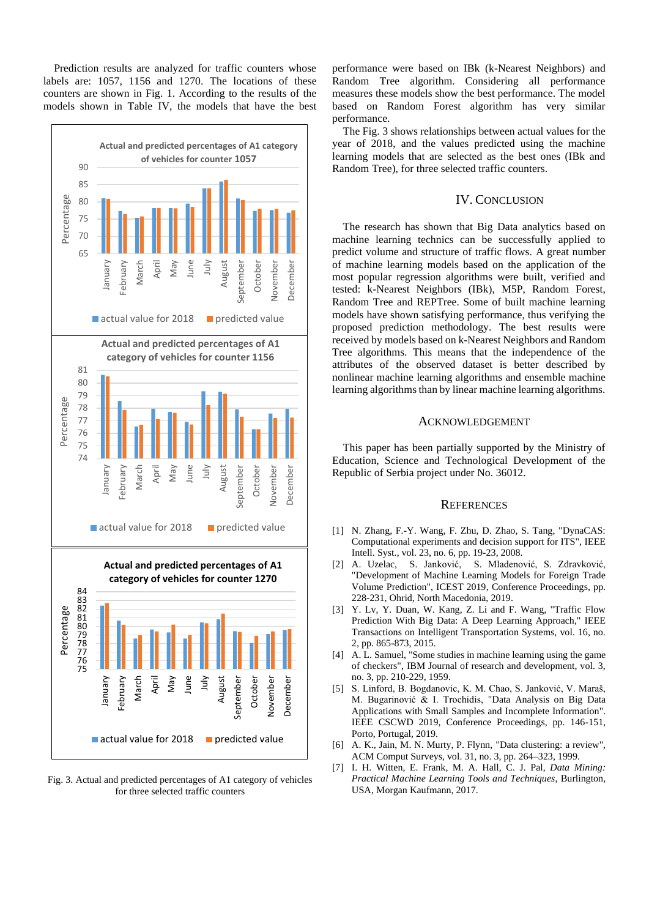Prediction results are analyzed for traffic counters whose labels are: 1057, 1156 and 1270. The locations of these counters are shown in Fig. 1. According to the results of the models shown in Table IV, the models that have the best performance were based on IBk (k-Nearest Neighbors) and Random Tree algorithm. Considering all performance measures these models show the best performance. The model based on Random Forest algorithm has very similar performance.

The Fig. 3 shows relationships between actual values for the year of 2018, and the values predicted using the machine learning models that are selected as the best ones (IBk and Random Tree), for three selected traffic counters.

Actual and predicted percentages of A1 category of vehicles for counter 1057

Percentage

90
85
80
75
70
65

January February March April May June July August September October November December

actual value for 2018 predicted value

Actual and predicted percentages of A1 category of vehicles for counter 1156

Percentage

81
80
79
78
77
76
75
74

January February March April May June July August September October November December

actual value for 2018 predicted value

Actual and predicted percentages of A1 category of vehicles for counter 1270

Percentage

84
83
82
81
80
79
78
77
76
75

January February March April May June July August September October November December

actual value for 2018 predicted value

Fig. 3. Actual and predicted percentages of A1 category of vehicles for three selected traffic counters

## IV. Conclusion

The research has shown that Big Data analytics based on machine learning technics can be successfully applied to predict volume and structure of traffic flows. A great number of machine learning models based on the application of the most popular regression algorithms were built, verified and tested: k-Nearest Neighbors (IBk), M5P, Random Forest, Random Tree and REPTree. Some of built machine learning models have shown satisfying performance, thus verifying the proposed prediction methodology. The best results were received by models based on k-Nearest Neighbors and Random Tree algorithms. This means that the independence of the attributes of the observed dataset is better described by nonlinear machine learning algorithms and ensemble machine learning algorithms than by linear machine learning algorithms.

## Acknowledgement

This paper has been partially supported by the Ministry of Education, Science and Technological Development of the Republic of Serbia project under No. 36012.

## References

[1] N. Zhang, F.-Y. Wang, F. Zhu, D. Zhao, S. Tang, "DynaCAS: Computational experiments and decision support for ITS", IEEE Intell. Syst., vol. 23, no. 6, pp. 19-23, 2008.

[2] A. Uzelac, S. Janković, S. Mladenović, S. Zdravković, "Development of Machine Learning Models for Foreign Trade Volume Prediction", ICEST 2019, Conference Proceedings, pp. 228-231, Ohrid, North Macedonia, 2019.

[3] Y. Lv, Y. Duan, W. Kang, Z. Li and F. Wang, "Traffic Flow Prediction With Big Data: A Deep Learning Approach," IEEE Transactions on Intelligent Transportation Systems, vol. 16, no. 2, pp. 865-873, 2015.

[4] A. L. Samuel, "Some studies in machine learning using the game of checkers", IBM Journal of research and development, vol. 3, no. 3, pp. 210-229, 1959.

[5] S. Linford, B. Bogdanovic, K. M. Chao, S. Janković, V. Maraš, M. Bugarinović & I. Trochidis, "Data Analysis on Big Data Applications with Small Samples and Incomplete Information". IEEE CSCWD 2019, Conference Proceedings, pp. 146-151, Porto, Portugal, 2019.

[6] A. K., Jain, M. N. Murty, P. Flynn, "Data clustering: a review", ACM Comput Surveys, vol. 31, no. 3, pp. 264–323, 1999.

[7] I. H. Witten, E. Frank, M. A. Hall, C. J. Pal, *Data Mining: Practical Machine Learning Tools and Techniques*, Burlington, USA, Morgan Kaufmann, 2017.